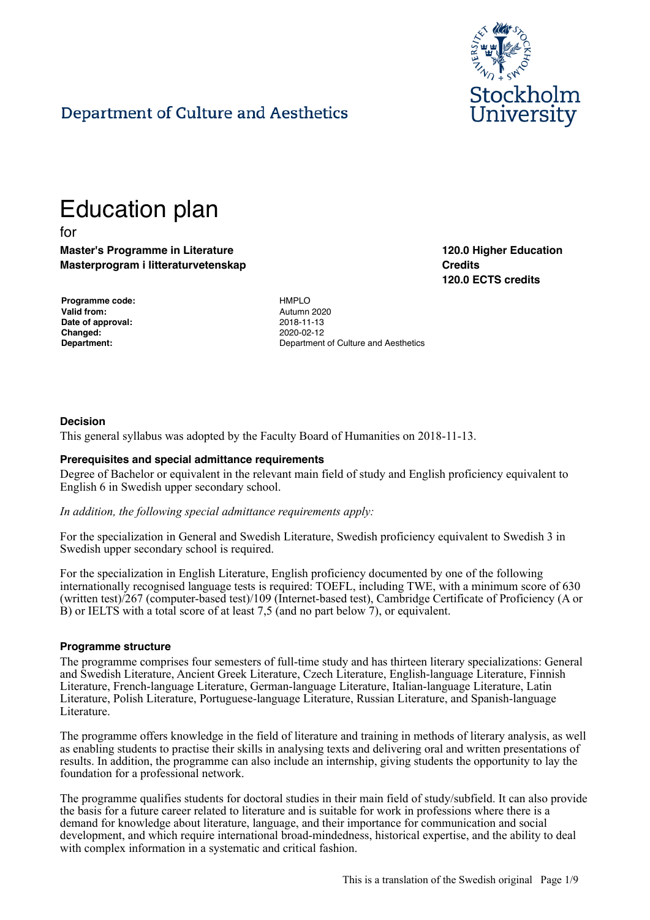Department of Culture and Aesthetics

# Education plan

for

**Master's Programme in Literature**
**Masterprogram i litteraturvetenskap**

**120.0 Higher Education Credits**
**120.0 ECTS credits**

| | |
|---|---|
| **Programme code:** | HMPLO |
| **Valid from:** | Autumn 2020 |
| **Date of approval:** | 2018-11-13 |
| **Changed:** | 2020-02-12 |
| **Department:** | Department of Culture and Aesthetics |

### Decision

This general syllabus was adopted by the Faculty Board of Humanities on 2018-11-13.

### Prerequisites and special admittance requirements

Degree of Bachelor or equivalent in the relevant main field of study and English proficiency equivalent to English 6 in Swedish upper secondary school.

*In addition, the following special admittance requirements apply:*

For the specialization in General and Swedish Literature, Swedish proficiency equivalent to Swedish 3 in Swedish upper secondary school is required.

For the specialization in English Literature, English proficiency documented by one of the following internationally recognised language tests is required: TOEFL, including TWE, with a minimum score of 630 (written test)/267 (computer-based test)/109 (Internet-based test), Cambridge Certificate of Proficiency (A or B) or IELTS with a total score of at least 7,5 (and no part below 7), or equivalent.

### Programme structure

The programme comprises four semesters of full-time study and has thirteen literary specializations: General and Swedish Literature, Ancient Greek Literature, Czech Literature, English-language Literature, Finnish Literature, French-language Literature, German-language Literature, Italian-language Literature, Latin Literature, Polish Literature, Portuguese-language Literature, Russian Literature, and Spanish-language Literature.

The programme offers knowledge in the field of literature and training in methods of literary analysis, as well as enabling students to practise their skills in analysing texts and delivering oral and written presentations of results. In addition, the programme can also include an internship, giving students the opportunity to lay the foundation for a professional network.

The programme qualifies students for doctoral studies in their main field of study/subfield. It can also provide the basis for a future career related to literature and is suitable for work in professions where there is a demand for knowledge about literature, language, and their importance for communication and social development, and which require international broad-mindedness, historical expertise, and the ability to deal with complex information in a systematic and critical fashion.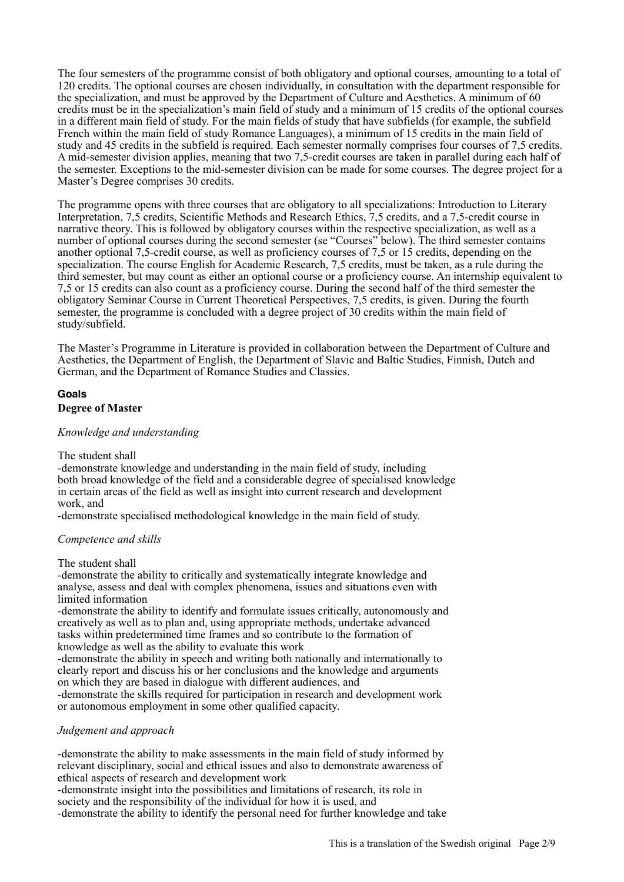The four semesters of the programme consist of both obligatory and optional courses, amounting to a total of 120 credits. The optional courses are chosen individually, in consultation with the department responsible for the specialization, and must be approved by the Department of Culture and Aesthetics. A minimum of 60 credits must be in the specialization's main field of study and a minimum of 15 credits of the optional courses in a different main field of study. For the main fields of study that have subfields (for example, the subfield French within the main field of study Romance Languages), a minimum of 15 credits in the main field of study and 45 credits in the subfield is required. Each semester normally comprises four courses of 7,5 credits. A mid-semester division applies, meaning that two 7,5-credit courses are taken in parallel during each half of the semester. Exceptions to the mid-semester division can be made for some courses. The degree project for a Master's Degree comprises 30 credits.

The programme opens with three courses that are obligatory to all specializations: Introduction to Literary Interpretation, 7,5 credits, Scientific Methods and Research Ethics, 7,5 credits, and a 7,5-credit course in narrative theory. This is followed by obligatory courses within the respective specialization, as well as a number of optional courses during the second semester (se "Courses" below). The third semester contains another optional 7,5-credit course, as well as proficiency courses of 7,5 or 15 credits, depending on the specialization. The course English for Academic Research, 7,5 credits, must be taken, as a rule during the third semester, but may count as either an optional course or a proficiency course. An internship equivalent to 7,5 or 15 credits can also count as a proficiency course. During the second half of the third semester the obligatory Seminar Course in Current Theoretical Perspectives, 7,5 credits, is given. During the fourth semester, the programme is concluded with a degree project of 30 credits within the main field of study/subfield.

The Master's Programme in Literature is provided in collaboration between the Department of Culture and Aesthetics, the Department of English, the Department of Slavic and Baltic Studies, Finnish, Dutch and German, and the Department of Romance Studies and Classics.

## Goals

### Degree of Master

*Knowledge and understanding*

The student shall
-demonstrate knowledge and understanding in the main field of study, including both broad knowledge of the field and a considerable degree of specialised knowledge in certain areas of the field as well as insight into current research and development work, and
-demonstrate specialised methodological knowledge in the main field of study.

*Competence and skills*

The student shall
-demonstrate the ability to critically and systematically integrate knowledge and analyse, assess and deal with complex phenomena, issues and situations even with limited information
-demonstrate the ability to identify and formulate issues critically, autonomously and creatively as well as to plan and, using appropriate methods, undertake advanced tasks within predetermined time frames and so contribute to the formation of knowledge as well as the ability to evaluate this work
-demonstrate the ability in speech and writing both nationally and internationally to clearly report and discuss his or her conclusions and the knowledge and arguments on which they are based in dialogue with different audiences, and
-demonstrate the skills required for participation in research and development work or autonomous employment in some other qualified capacity.

*Judgement and approach*

-demonstrate the ability to make assessments in the main field of study informed by relevant disciplinary, social and ethical issues and also to demonstrate awareness of ethical aspects of research and development work
-demonstrate insight into the possibilities and limitations of research, its role in society and the responsibility of the individual for how it is used, and
-demonstrate the ability to identify the personal need for further knowledge and take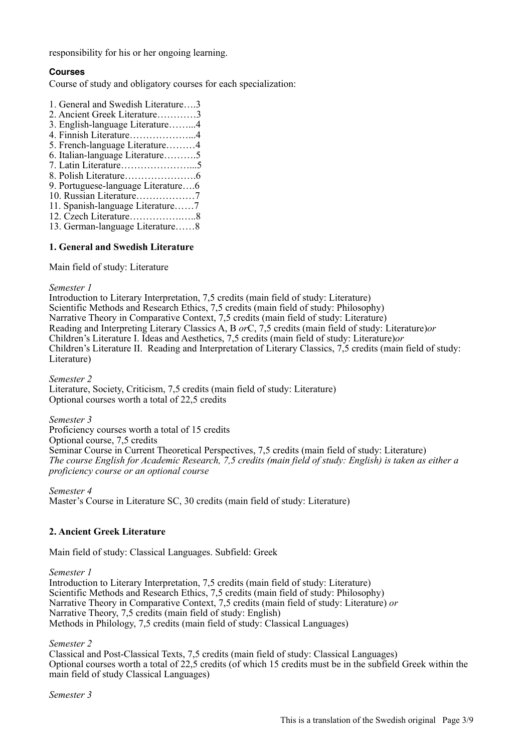responsibility for his or her ongoing learning.

### Courses

Course of study and obligatory courses for each specialization:

1. General and Swedish Literature….3
2. Ancient Greek Literature…………3
3. English-language Literature……...4
4. Finnish Literature………………...4
5. French-language Literature………4
6. Italian-language Literature……….5
7. Latin Literature…………………...5
8. Polish Literature………………….6
9. Portuguese-language Literature….6
10. Russian Literature………………7
11. Spanish-language Literature……7
12. Czech Literature……………..…..8
13. German-language Literature……8

**1. General and Swedish Literature**

Main field of study: Literature

*Semester 1*

Introduction to Literary Interpretation, 7,5 credits (main field of study: Literature)
Scientific Methods and Research Ethics, 7,5 credits (main field of study: Philosophy)
Narrative Theory in Comparative Context, 7,5 credits (main field of study: Literature)
Reading and Interpreting Literary Classics A, B *or*C, 7,5 credits (main field of study: Literature)*or*
Children's Literature I. Ideas and Aesthetics, 7,5 credits (main field of study: Literature)*or*
Children's Literature II. Reading and Interpretation of Literary Classics, 7,5 credits (main field of study: Literature)

*Semester 2*

Literature, Society, Criticism, 7,5 credits (main field of study: Literature)
Optional courses worth a total of 22,5 credits

*Semester 3*

Proficiency courses worth a total of 15 credits
Optional course, 7,5 credits
Seminar Course in Current Theoretical Perspectives, 7,5 credits (main field of study: Literature)
*The course English for Academic Research, 7,5 credits (main field of study: English) is taken as either a proficiency course or an optional course*

*Semester 4*

Master's Course in Literature SC, 30 credits (main field of study: Literature)

**2. Ancient Greek Literature**

Main field of study: Classical Languages. Subfield: Greek

*Semester 1*

Introduction to Literary Interpretation, 7,5 credits (main field of study: Literature)
Scientific Methods and Research Ethics, 7,5 credits (main field of study: Philosophy)
Narrative Theory in Comparative Context, 7,5 credits (main field of study: Literature) *or*
Narrative Theory, 7,5 credits (main field of study: English)
Methods in Philology, 7,5 credits (main field of study: Classical Languages)

*Semester 2*

Classical and Post-Classical Texts, 7,5 credits (main field of study: Classical Languages)
Optional courses worth a total of 22,5 credits (of which 15 credits must be in the subfield Greek within the main field of study Classical Languages)

*Semester 3*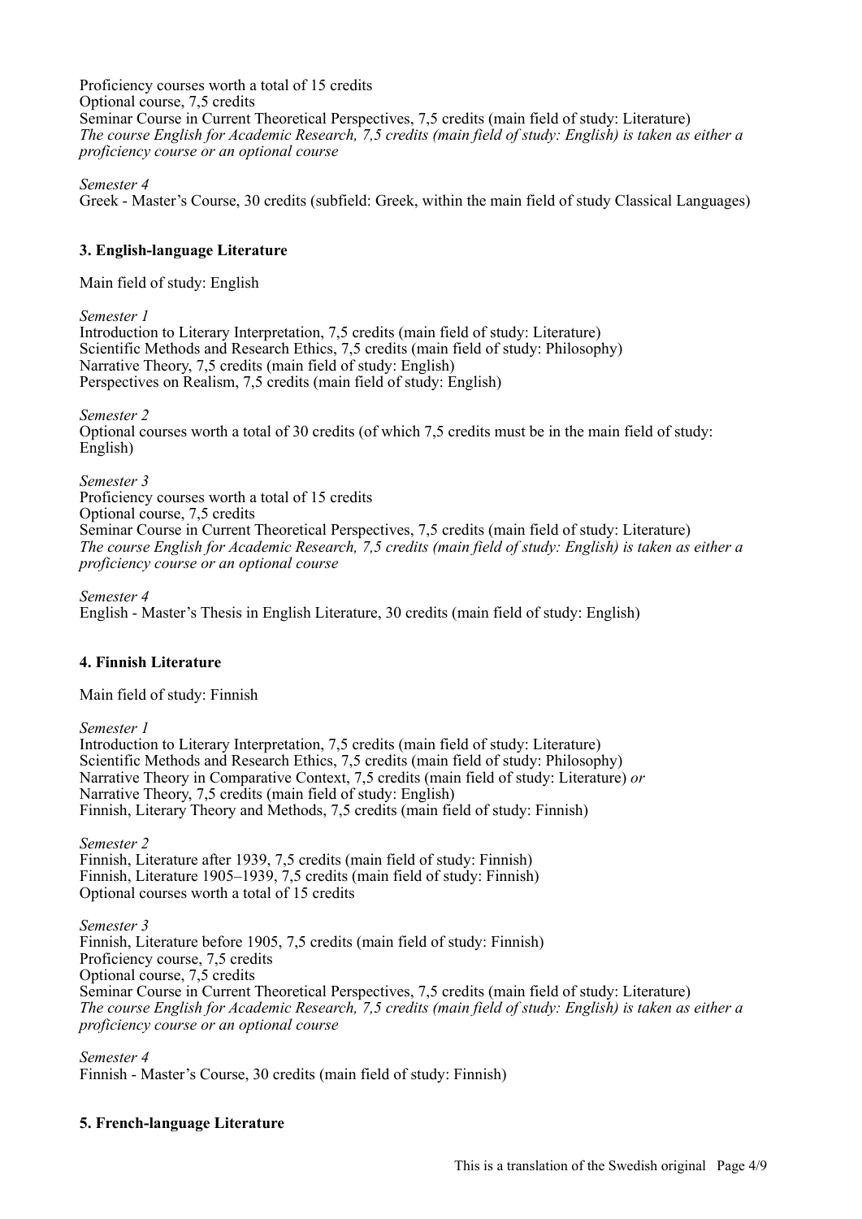Proficiency courses worth a total of 15 credits
Optional course, 7,5 credits
Seminar Course in Current Theoretical Perspectives, 7,5 credits (main field of study: Literature)
*The course English for Academic Research, 7,5 credits (main field of study: English) is taken as either a proficiency course or an optional course*

*Semester 4*
Greek - Master's Course, 30 credits (subfield: Greek, within the main field of study Classical Languages)

### 3. English-language Literature

Main field of study: English

*Semester 1*
Introduction to Literary Interpretation, 7,5 credits (main field of study: Literature)
Scientific Methods and Research Ethics, 7,5 credits (main field of study: Philosophy)
Narrative Theory, 7,5 credits (main field of study: English)
Perspectives on Realism, 7,5 credits (main field of study: English)

*Semester 2*
Optional courses worth a total of 30 credits (of which 7,5 credits must be in the main field of study: English)

*Semester 3*
Proficiency courses worth a total of 15 credits
Optional course, 7,5 credits
Seminar Course in Current Theoretical Perspectives, 7,5 credits (main field of study: Literature)
*The course English for Academic Research, 7,5 credits (main field of study: English) is taken as either a proficiency course or an optional course*

*Semester 4*
English - Master's Thesis in English Literature, 30 credits (main field of study: English)

### 4. Finnish Literature

Main field of study: Finnish

*Semester 1*
Introduction to Literary Interpretation, 7,5 credits (main field of study: Literature)
Scientific Methods and Research Ethics, 7,5 credits (main field of study: Philosophy)
Narrative Theory in Comparative Context, 7,5 credits (main field of study: Literature) *or*
Narrative Theory, 7,5 credits (main field of study: English)
Finnish, Literary Theory and Methods, 7,5 credits (main field of study: Finnish)

*Semester 2*
Finnish, Literature after 1939, 7,5 credits (main field of study: Finnish)
Finnish, Literature 1905–1939, 7,5 credits (main field of study: Finnish)
Optional courses worth a total of 15 credits

*Semester 3*
Finnish, Literature before 1905, 7,5 credits (main field of study: Finnish)
Proficiency course, 7,5 credits
Optional course, 7,5 credits
Seminar Course in Current Theoretical Perspectives, 7,5 credits (main field of study: Literature)
*The course English for Academic Research, 7,5 credits (main field of study: English) is taken as either a proficiency course or an optional course*

*Semester 4*
Finnish - Master's Course, 30 credits (main field of study: Finnish)

### 5. French-language Literature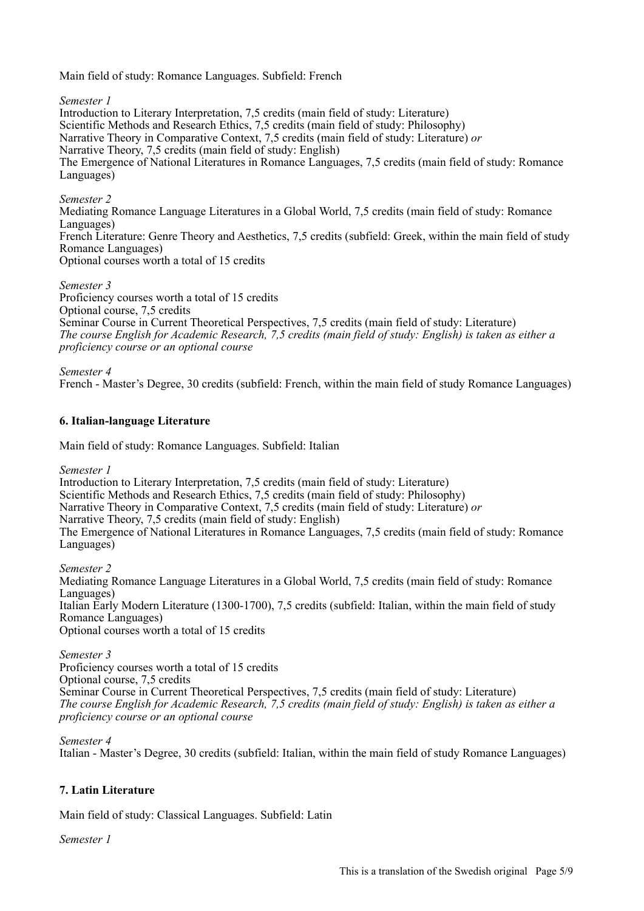Main field of study: Romance Languages. Subfield: French

*Semester 1*

Introduction to Literary Interpretation, 7,5 credits (main field of study: Literature)
Scientific Methods and Research Ethics, 7,5 credits (main field of study: Philosophy)
Narrative Theory in Comparative Context, 7,5 credits (main field of study: Literature) *or*
Narrative Theory, 7,5 credits (main field of study: English)
The Emergence of National Literatures in Romance Languages, 7,5 credits (main field of study: Romance Languages)

*Semester 2*

Mediating Romance Language Literatures in a Global World, 7,5 credits (main field of study: Romance Languages)
French Literature: Genre Theory and Aesthetics, 7,5 credits (subfield: Greek, within the main field of study Romance Languages)
Optional courses worth a total of 15 credits

*Semester 3*

Proficiency courses worth a total of 15 credits
Optional course, 7,5 credits
Seminar Course in Current Theoretical Perspectives, 7,5 credits (main field of study: Literature)
*The course English for Academic Research, 7,5 credits (main field of study: English) is taken as either a proficiency course or an optional course*

*Semester 4*

French - Master's Degree, 30 credits (subfield: French, within the main field of study Romance Languages)

### 6. Italian-language Literature

Main field of study: Romance Languages. Subfield: Italian

*Semester 1*

Introduction to Literary Interpretation, 7,5 credits (main field of study: Literature)
Scientific Methods and Research Ethics, 7,5 credits (main field of study: Philosophy)
Narrative Theory in Comparative Context, 7,5 credits (main field of study: Literature) *or*
Narrative Theory, 7,5 credits (main field of study: English)
The Emergence of National Literatures in Romance Languages, 7,5 credits (main field of study: Romance Languages)

*Semester 2*

Mediating Romance Language Literatures in a Global World, 7,5 credits (main field of study: Romance Languages)
Italian Early Modern Literature (1300-1700), 7,5 credits (subfield: Italian, within the main field of study Romance Languages)
Optional courses worth a total of 15 credits

*Semester 3*

Proficiency courses worth a total of 15 credits
Optional course, 7,5 credits
Seminar Course in Current Theoretical Perspectives, 7,5 credits (main field of study: Literature)
*The course English for Academic Research, 7,5 credits (main field of study: English) is taken as either a proficiency course or an optional course*

*Semester 4*

Italian - Master's Degree, 30 credits (subfield: Italian, within the main field of study Romance Languages)

### 7. Latin Literature

Main field of study: Classical Languages. Subfield: Latin

*Semester 1*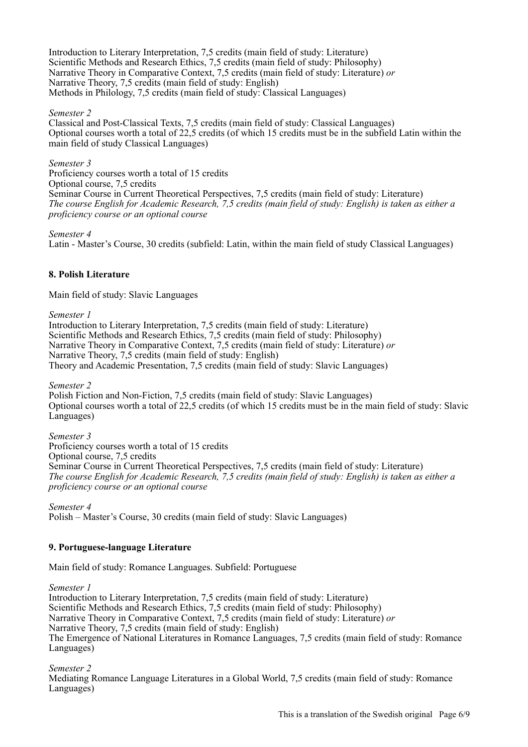Introduction to Literary Interpretation, 7,5 credits (main field of study: Literature)
Scientific Methods and Research Ethics, 7,5 credits (main field of study: Philosophy)
Narrative Theory in Comparative Context, 7,5 credits (main field of study: Literature) *or*
Narrative Theory, 7,5 credits (main field of study: English)
Methods in Philology, 7,5 credits (main field of study: Classical Languages)

*Semester 2*
Classical and Post-Classical Texts, 7,5 credits (main field of study: Classical Languages)
Optional courses worth a total of 22,5 credits (of which 15 credits must be in the subfield Latin within the main field of study Classical Languages)

*Semester 3*
Proficiency courses worth a total of 15 credits
Optional course, 7,5 credits
Seminar Course in Current Theoretical Perspectives, 7,5 credits (main field of study: Literature)
*The course English for Academic Research, 7,5 credits (main field of study: English) is taken as either a proficiency course or an optional course*

*Semester 4*
Latin - Master's Course, 30 credits (subfield: Latin, within the main field of study Classical Languages)

### 8. Polish Literature

Main field of study: Slavic Languages

*Semester 1*
Introduction to Literary Interpretation, 7,5 credits (main field of study: Literature)
Scientific Methods and Research Ethics, 7,5 credits (main field of study: Philosophy)
Narrative Theory in Comparative Context, 7,5 credits (main field of study: Literature) *or*
Narrative Theory, 7,5 credits (main field of study: English)
Theory and Academic Presentation, 7,5 credits (main field of study: Slavic Languages)

*Semester 2*
Polish Fiction and Non-Fiction, 7,5 credits (main field of study: Slavic Languages)
Optional courses worth a total of 22,5 credits (of which 15 credits must be in the main field of study: Slavic Languages)

*Semester 3*
Proficiency courses worth a total of 15 credits
Optional course, 7,5 credits
Seminar Course in Current Theoretical Perspectives, 7,5 credits (main field of study: Literature)
*The course English for Academic Research, 7,5 credits (main field of study: English) is taken as either a proficiency course or an optional course*

*Semester 4*
Polish – Master's Course, 30 credits (main field of study: Slavic Languages)

### 9. Portuguese-language Literature

Main field of study: Romance Languages. Subfield: Portuguese

*Semester 1*
Introduction to Literary Interpretation, 7,5 credits (main field of study: Literature)
Scientific Methods and Research Ethics, 7,5 credits (main field of study: Philosophy)
Narrative Theory in Comparative Context, 7,5 credits (main field of study: Literature) *or*
Narrative Theory, 7,5 credits (main field of study: English)
The Emergence of National Literatures in Romance Languages, 7,5 credits (main field of study: Romance Languages)

*Semester 2*
Mediating Romance Language Literatures in a Global World, 7,5 credits (main field of study: Romance Languages)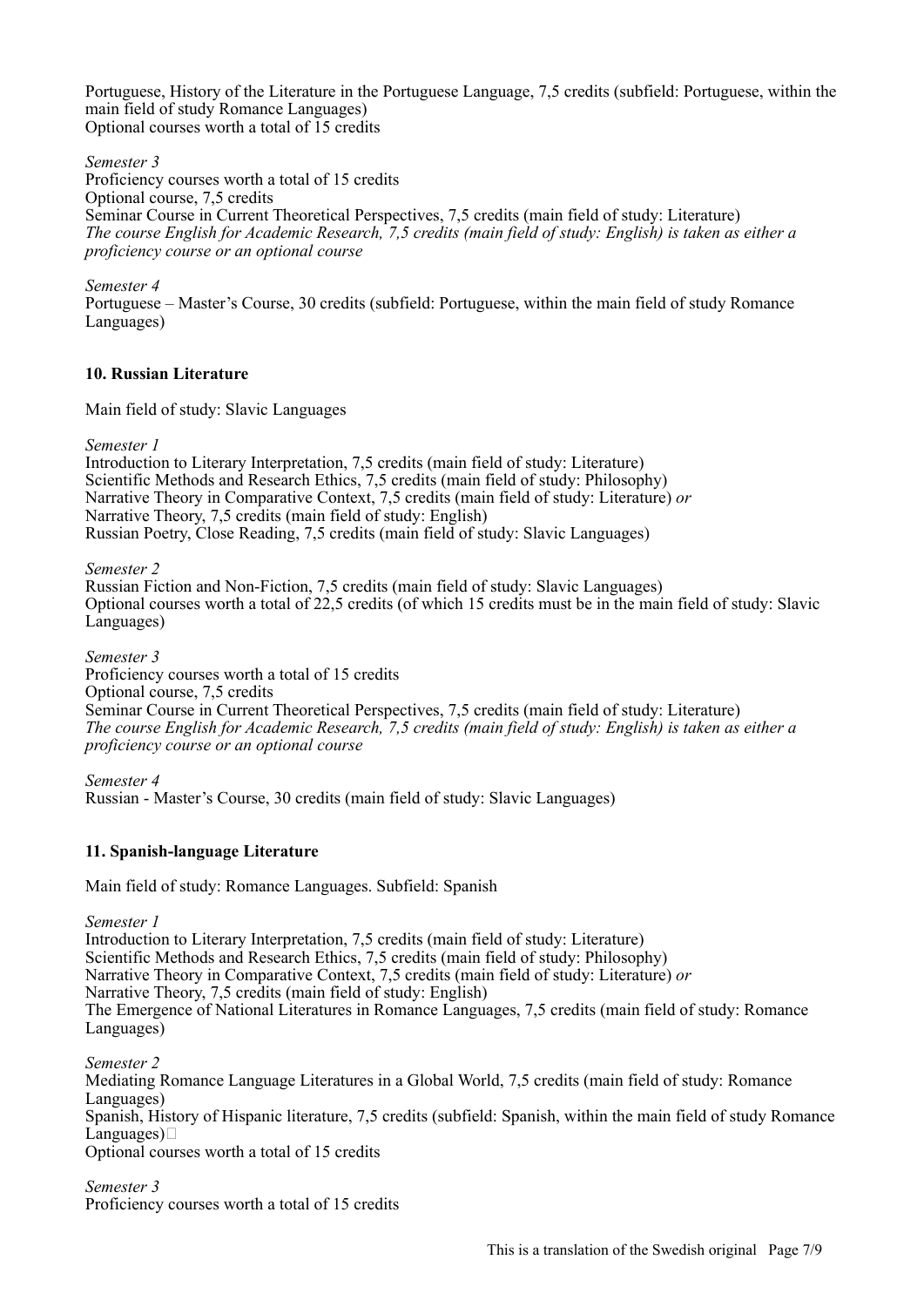Portuguese, History of the Literature in the Portuguese Language, 7,5 credits (subfield: Portuguese, within the main field of study Romance Languages)
Optional courses worth a total of 15 credits

*Semester 3*
Proficiency courses worth a total of 15 credits
Optional course, 7,5 credits
Seminar Course in Current Theoretical Perspectives, 7,5 credits (main field of study: Literature)
*The course English for Academic Research, 7,5 credits (main field of study: English) is taken as either a proficiency course or an optional course*

*Semester 4*
Portuguese – Master's Course, 30 credits (subfield: Portuguese, within the main field of study Romance Languages)

**10. Russian Literature**

Main field of study: Slavic Languages

*Semester 1*
Introduction to Literary Interpretation, 7,5 credits (main field of study: Literature)
Scientific Methods and Research Ethics, 7,5 credits (main field of study: Philosophy)
Narrative Theory in Comparative Context, 7,5 credits (main field of study: Literature) *or*
Narrative Theory, 7,5 credits (main field of study: English)
Russian Poetry, Close Reading, 7,5 credits (main field of study: Slavic Languages)

*Semester 2*
Russian Fiction and Non-Fiction, 7,5 credits (main field of study: Slavic Languages)
Optional courses worth a total of 22,5 credits (of which 15 credits must be in the main field of study: Slavic Languages)

*Semester 3*
Proficiency courses worth a total of 15 credits
Optional course, 7,5 credits
Seminar Course in Current Theoretical Perspectives, 7,5 credits (main field of study: Literature)
*The course English for Academic Research, 7,5 credits (main field of study: English) is taken as either a proficiency course or an optional course*

*Semester 4*
Russian - Master's Course, 30 credits (main field of study: Slavic Languages)

**11. Spanish-language Literature**

Main field of study: Romance Languages. Subfield: Spanish

*Semester 1*
Introduction to Literary Interpretation, 7,5 credits (main field of study: Literature)
Scientific Methods and Research Ethics, 7,5 credits (main field of study: Philosophy)
Narrative Theory in Comparative Context, 7,5 credits (main field of study: Literature) *or*
Narrative Theory, 7,5 credits (main field of study: English)
The Emergence of National Literatures in Romance Languages, 7,5 credits (main field of study: Romance Languages)

*Semester 2*
Mediating Romance Language Literatures in a Global World, 7,5 credits (main field of study: Romance Languages)
Spanish, History of Hispanic literature, 7,5 credits (subfield: Spanish, within the main field of study Romance Languages)
Optional courses worth a total of 15 credits

*Semester 3*
Proficiency courses worth a total of 15 credits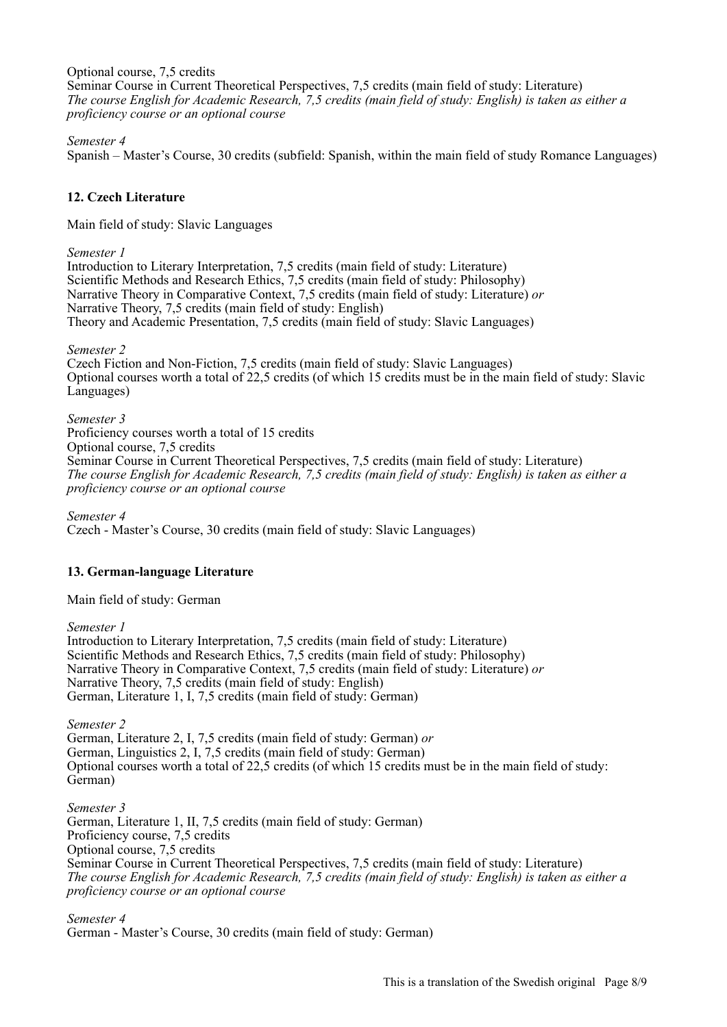Optional course, 7,5 credits
Seminar Course in Current Theoretical Perspectives, 7,5 credits (main field of study: Literature)
*The course English for Academic Research, 7,5 credits (main field of study: English) is taken as either a proficiency course or an optional course*

*Semester 4*
Spanish – Master's Course, 30 credits (subfield: Spanish, within the main field of study Romance Languages)

### 12. Czech Literature

Main field of study: Slavic Languages

*Semester 1*
Introduction to Literary Interpretation, 7,5 credits (main field of study: Literature)
Scientific Methods and Research Ethics, 7,5 credits (main field of study: Philosophy)
Narrative Theory in Comparative Context, 7,5 credits (main field of study: Literature) *or*
Narrative Theory, 7,5 credits (main field of study: English)
Theory and Academic Presentation, 7,5 credits (main field of study: Slavic Languages)

*Semester 2*
Czech Fiction and Non-Fiction, 7,5 credits (main field of study: Slavic Languages)
Optional courses worth a total of 22,5 credits (of which 15 credits must be in the main field of study: Slavic Languages)

*Semester 3*
Proficiency courses worth a total of 15 credits
Optional course, 7,5 credits
Seminar Course in Current Theoretical Perspectives, 7,5 credits (main field of study: Literature)
*The course English for Academic Research, 7,5 credits (main field of study: English) is taken as either a proficiency course or an optional course*

*Semester 4*
Czech - Master's Course, 30 credits (main field of study: Slavic Languages)

### 13. German-language Literature

Main field of study: German

*Semester 1*
Introduction to Literary Interpretation, 7,5 credits (main field of study: Literature)
Scientific Methods and Research Ethics, 7,5 credits (main field of study: Philosophy)
Narrative Theory in Comparative Context, 7,5 credits (main field of study: Literature) *or*
Narrative Theory, 7,5 credits (main field of study: English)
German, Literature 1, I, 7,5 credits (main field of study: German)

*Semester 2*
German, Literature 2, I, 7,5 credits (main field of study: German) *or*
German, Linguistics 2, I, 7,5 credits (main field of study: German)
Optional courses worth a total of 22,5 credits (of which 15 credits must be in the main field of study: German)

*Semester 3*
German, Literature 1, II, 7,5 credits (main field of study: German)
Proficiency course, 7,5 credits
Optional course, 7,5 credits
Seminar Course in Current Theoretical Perspectives, 7,5 credits (main field of study: Literature)
*The course English for Academic Research, 7,5 credits (main field of study: English) is taken as either a proficiency course or an optional course*

*Semester 4*
German - Master's Course, 30 credits (main field of study: German)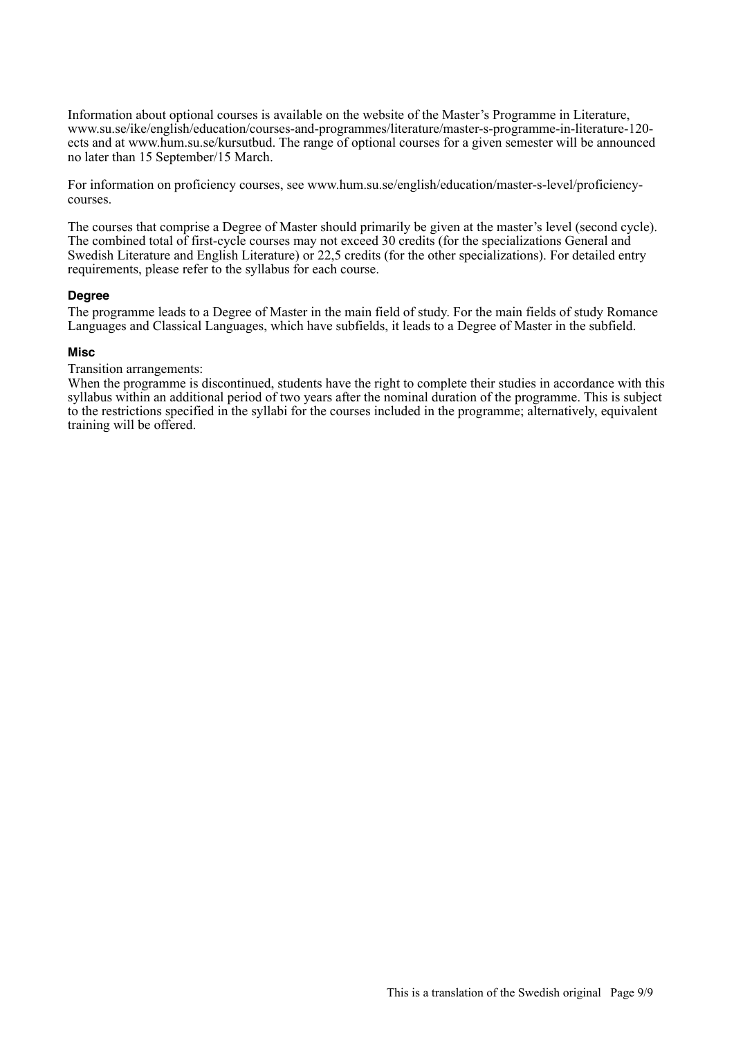Information about optional courses is available on the website of the Master's Programme in Literature, www.su.se/ike/english/education/courses-and-programmes/literature/master-s-programme-in-literature-120-ects and at www.hum.su.se/kursutbud. The range of optional courses for a given semester will be announced no later than 15 September/15 March.

For information on proficiency courses, see www.hum.su.se/english/education/master-s-level/proficiency-courses.

The courses that comprise a Degree of Master should primarily be given at the master's level (second cycle). The combined total of first-cycle courses may not exceed 30 credits (for the specializations General and Swedish Literature and English Literature) or 22,5 credits (for the other specializations). For detailed entry requirements, please refer to the syllabus for each course.

### Degree

The programme leads to a Degree of Master in the main field of study. For the main fields of study Romance Languages and Classical Languages, which have subfields, it leads to a Degree of Master in the subfield.

### Misc

Transition arrangements:
When the programme is discontinued, students have the right to complete their studies in accordance with this syllabus within an additional period of two years after the nominal duration of the programme. This is subject to the restrictions specified in the syllabi for the courses included in the programme; alternatively, equivalent training will be offered.